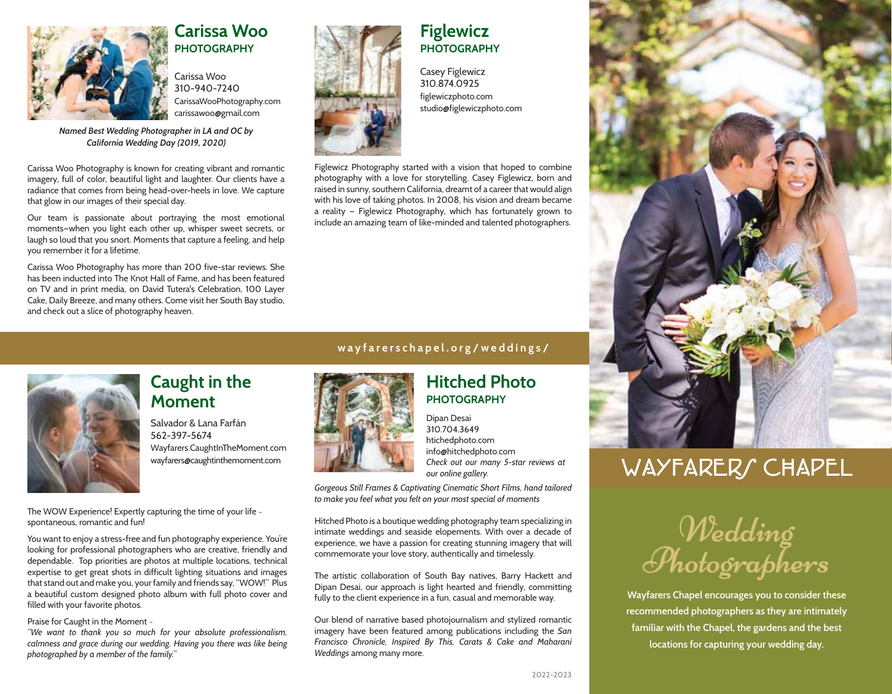## Carissa Woo
### PHOTOGRAPHY

Carissa Woo
310-940-7240
CarissaWooPhotography.com
carissawoo@gmail.com

*Named Best Wedding Photographer in LA and OC by California Wedding Day (2019, 2020)*

Carissa Woo Photography is known for creating vibrant and romantic imagery, full of color, beautiful light and laughter. Our clients have a radiance that comes from being head-over-heels in love. We capture that glow in our images of their special day.

Our team is passionate about portraying the most emotional moments–when you light each other up, whisper sweet secrets, or laugh so loud that you snort. Moments that capture a feeling, and help you remember it for a lifetime.

Carissa Woo Photography has more than 200 five-star reviews. She has been inducted into The Knot Hall of Fame, and has been featured on TV and in print media, on David Tutera's Celebration, 100 Layer Cake, Daily Breeze, and many others. Come visit her South Bay studio, and check out a slice of photography heaven.

## Figlewicz
### PHOTOGRAPHY

Casey Figlewicz
310.874.0925
figlewiczphoto.com
studio@figlewiczphoto.com

Figlewicz Photography started with a vision that hoped to combine photography with a love for storytelling. Casey Figlewicz, born and raised in sunny, southern California, dreamt of a career that would align with his love of taking photos. In 2008, his vision and dream became a reality – Figlewicz Photography, which has fortunately grown to include an amazing team of like-minded and talented photographers.

**wayfarerschapel.org/weddings/**

## Caught in the Moment

Salvador & Lana Farfán
562-397-5674
Wayfarers.CaughtInTheMoment.com
wayfarers@caughtinthemoment.com

The WOW Experience! Expertly capturing the time of your life - spontaneous, romantic and fun!

You want to enjoy a stress-free and fun photography experience. You're looking for professional photographers who are creative, friendly and dependable. Top priorities are photos at multiple locations, technical expertise to get great shots in difficult lighting situations and images that stand out and make you, your family and friends say, "WOW!" Plus a beautiful custom designed photo album with full photo cover and filled with your favorite photos.

Praise for Caught in the Moment -
*"We want to thank you so much for your absolute professionalism, calmness and grace during our wedding. Having you there was like being photographed by a member of the family."*

## Hitched Photo
### PHOTOGRAPHY

Dipan Desai
310.704.3649
htichedphoto.com
info@hitchedphoto.com
*Check out our many 5-star reviews at our online gallery.*

*Gorgeous Still Frames & Captivating Cinematic Short Films, hand tailored to make you feel what you felt on your most special of moments*

Hitched Photo is a boutique wedding photography team specializing in intimate weddings and seaside elopements. With over a decade of experience, we have a passion for creating stunning imagery that will commemorate your love story, authentically and timelessly.

The artistic collaboration of South Bay natives, Barry Hackett and Dipan Desai, our approach is light hearted and friendly, committing fully to the client experience in a fun, casual and memorable way.

Our blend of narrative based photojournalism and stylized romantic imagery have been featured among publications including the *San Francisco Chronicle, Inspired By This, Carats & Cake and Maharani Weddings* among many more.

2022-2023

# WAYFARERS CHAPEL

# *Wedding Photographers*

**Wayfarers Chapel encourages you to consider these recommended photographers as they are intimately familiar with the Chapel, the gardens and the best locations for capturing your wedding day.**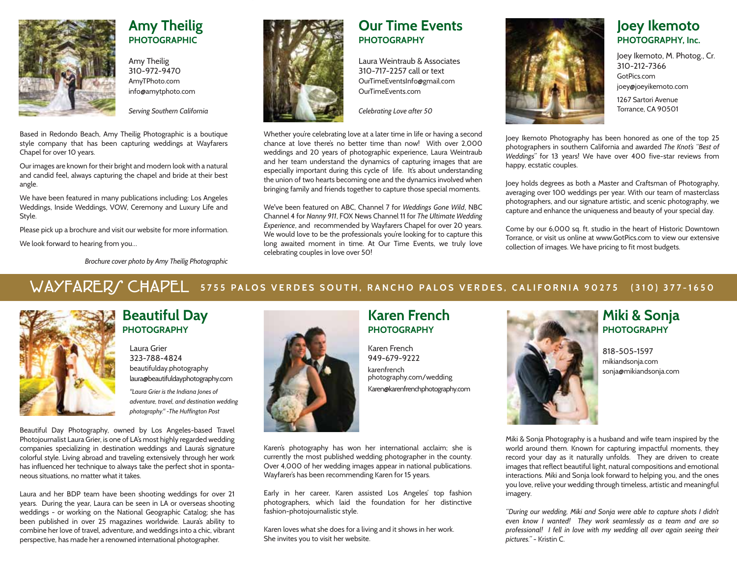## Amy Theilig
### PHOTOGRAPHIC

Amy Theilig
310-972-9470
AmyTPhoto.com
info@amytphoto.com

*Serving Southern California*

Based in Redondo Beach, Amy Theilig Photographic is a boutique style company that has been capturing weddings at Wayfarers Chapel for over 10 years.

Our images are known for their bright and modern look with a natural and candid feel, always capturing the chapel and bride at their best angle.

We have been featured in many publications including: Los Angeles Weddings, Inside Weddings, VOW, Ceremony and Luxury Life and Style.

Please pick up a brochure and visit our website for more information.

We look forward to hearing from you...

*Brochure cover photo by Amy Theilig Photographic*

## Our Time Events
### PHOTOGRAPHY

Laura Weintraub & Associates
310-717-2257 call or text
OurTimeEventsInfo@gmail.com
OurTimeEvents.com

*Celebrating Love after 50*

Whether you're celebrating love at a later time in life or having a second chance at love there's no better time than now! With over 2,000 weddings and 20 years of photographic experience, Laura Weintraub and her team understand the dynamics of capturing images that are especially important during this cycle of life. It's about understanding the union of two hearts becoming one and the dynamics involved when bringing family and friends together to capture those special moments.

We've been featured on ABC, Channel 7 for *Weddings Gone Wild*, NBC Channel 4 for *Nanny 911*, FOX News Channel 11 for *The Ultimate Wedding Experience*, and recommended by Wayfarers Chapel for over 20 years. We would love to be the professionals you're looking for to capture this long awaited moment in time. At Our Time Events, we truly love celebrating couples in love over 50!

## Joey Ikemoto
### PHOTOGRAPHY, Inc.

Joey Ikemoto, M. Photog., Cr.
310-212-7366
GotPics.com
joey@joeyikemoto.com

1267 Sartori Avenue
Torrance, CA 90501

Joey Ikemoto Photography has been honored as one of the top 25 photographers in southern California and awarded *The Knot's "Best of Weddings"* for 13 years! We have over 400 five-star reviews from happy, ecstatic couples.

Joey holds degrees as both a Master and Craftsman of Photography, averaging over 100 weddings per year. With our team of masterclass photographers, and our signature artistic, and scenic photography, we capture and enhance the uniqueness and beauty of your special day.

Come by our 6,000 sq. ft. studio in the heart of Historic Downtown Torrance, or visit us online at www.GotPics.com to view our extensive collection of images. We have pricing to fit most budgets.

**WAYFARERS CHAPEL** 5755 PALOS VERDES SOUTH, RANCHO PALOS VERDES, CALIFORNIA 90275 (310) 377-1650

## Beautiful Day
### PHOTOGRAPHY

Laura Grier
323-788-4824
beautifulday.photography
laura@beautifuldayphotography.com

*"Laura Grier is the Indiana Jones of adventure, travel, and destination wedding photography." -The Huffington Post*

Beautiful Day Photography, owned by Los Angeles-based Travel Photojournalist Laura Grier, is one of LA's most highly regarded wedding companies specializing in destination weddings and Laura's signature colorful style. Living abroad and traveling extensively through her work has influenced her technique to always take the perfect shot in spontaneous situations, no matter what it takes.

Laura and her BDP team have been shooting weddings for over 21 years. During the year, Laura can be seen in LA or overseas shooting weddings - or working on the National Geographic Catalog; she has been published in over 25 magazines worldwide. Laura's ability to combine her love of travel, adventure, and weddings into a chic, vibrant perspective, has made her a renowned international photographer.

## Karen French
### PHOTOGRAPHY

Karen French
949-679-9222
karenfrench
photography.com/wedding
Karen@karenfrenchphotography.com

Karen's photography has won her international acclaim; she is currently the most published wedding photographer in the county. Over 4,000 of her wedding images appear in national publications. Wayfarer's has been recommending Karen for 15 years.

Early in her career, Karen assisted Los Angeles' top fashion photographers, which laid the foundation for her distinctive fashion-photojournalistic style.

Karen loves what she does for a living and it shows in her work. She invites you to visit her website.

## Miki & Sonja
### PHOTOGRAPHY

818-505-1597
mikiandsonja.com
sonja@mikiandsonja.com

Miki & Sonja Photography is a husband and wife team inspired by the world around them. Known for capturing impactful moments, they record your day as it naturally unfolds. They are driven to create images that reflect beautiful light, natural compositions and emotional interactions. Miki and Sonja look forward to helping you, and the ones you love, relive your wedding through timeless, artistic and meaningful imagery.

*"During our wedding, Miki and Sonja were able to capture shots I didn't even know I wanted! They work seamlessly as a team and are so professional! I fell in love with my wedding all over again seeing their pictures."* - Kristin C.